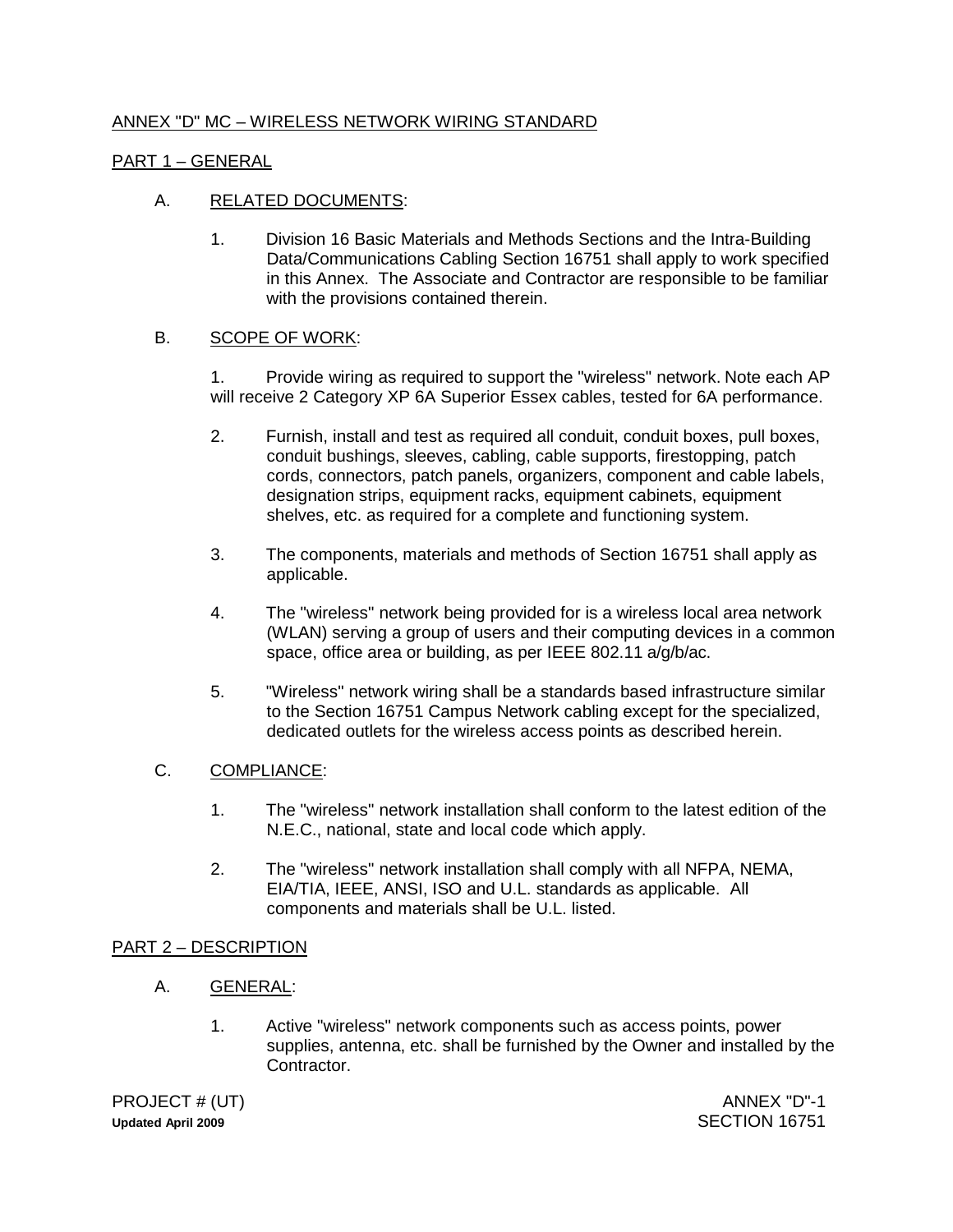## ANNEX "D" MC – WIRELESS NETWORK WIRING STANDARD

### PART 1 – GENERAL

A. RELATED DOCUMENTS:

1. Division 16 Basic Materials and Methods Sections and the Intra-Building Data/Communications Cabling Section 16751 shall apply to work specified in this Annex. The Associate and Contractor are responsible to be familiar with the provisions contained therein.

B. SCOPE OF WORK:

1. Provide wiring as required to support the "wireless" network. Note each AP will receive 2 Category XP 6A Superior Essex cables, tested for 6A performance.

2. Furnish, install and test as required all conduit, conduit boxes, pull boxes, conduit bushings, sleeves, cabling, cable supports, firestopping, patch cords, connectors, patch panels, organizers, component and cable labels, designation strips, equipment racks, equipment cabinets, equipment shelves, etc. as required for a complete and functioning system.

3. The components, materials and methods of Section 16751 shall apply as applicable.

4. The "wireless" network being provided for is a wireless local area network (WLAN) serving a group of users and their computing devices in a common space, office area or building, as per IEEE 802.11 a/g/b/ac.

5. "Wireless" network wiring shall be a standards based infrastructure similar to the Section 16751 Campus Network cabling except for the specialized, dedicated outlets for the wireless access points as described herein.

C. COMPLIANCE:

1. The "wireless" network installation shall conform to the latest edition of the N.E.C., national, state and local code which apply.

2. The "wireless" network installation shall comply with all NFPA, NEMA, EIA/TIA, IEEE, ANSI, ISO and U.L. standards as applicable. All components and materials shall be U.L. listed.

### PART 2 – DESCRIPTION

A. GENERAL:

1. Active "wireless" network components such as access points, power supplies, antenna, etc. shall be furnished by the Owner and installed by the Contractor.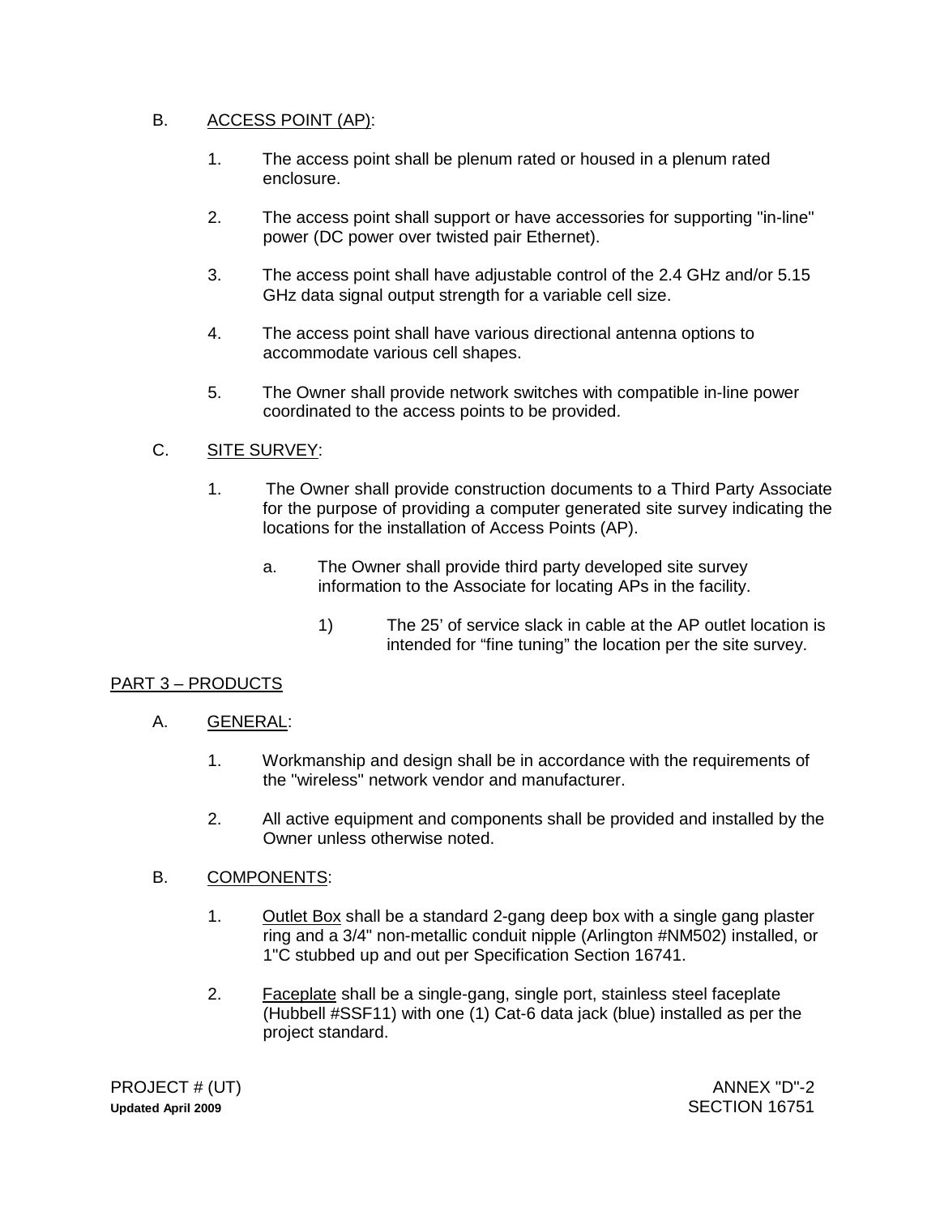B. ACCESS POINT (AP):

1. The access point shall be plenum rated or housed in a plenum rated enclosure.

2. The access point shall support or have accessories for supporting "in-line" power (DC power over twisted pair Ethernet).

3. The access point shall have adjustable control of the 2.4 GHz and/or 5.15 GHz data signal output strength for a variable cell size.

4. The access point shall have various directional antenna options to accommodate various cell shapes.

5. The Owner shall provide network switches with compatible in-line power coordinated to the access points to be provided.

C. SITE SURVEY:

1. The Owner shall provide construction documents to a Third Party Associate for the purpose of providing a computer generated site survey indicating the locations for the installation of Access Points (AP).

   a. The Owner shall provide third party developed site survey information to the Associate for locating APs in the facility.

      1) The 25' of service slack in cable at the AP outlet location is intended for "fine tuning" the location per the site survey.

## PART 3 – PRODUCTS

A. GENERAL:

1. Workmanship and design shall be in accordance with the requirements of the "wireless" network vendor and manufacturer.

2. All active equipment and components shall be provided and installed by the Owner unless otherwise noted.

B. COMPONENTS:

1. Outlet Box shall be a standard 2-gang deep box with a single gang plaster ring and a 3/4" non-metallic conduit nipple (Arlington #NM502) installed, or 1"C stubbed up and out per Specification Section 16741.

2. Faceplate shall be a single-gang, single port, stainless steel faceplate (Hubbell #SSF11) with one (1) Cat-6 data jack (blue) installed as per the project standard.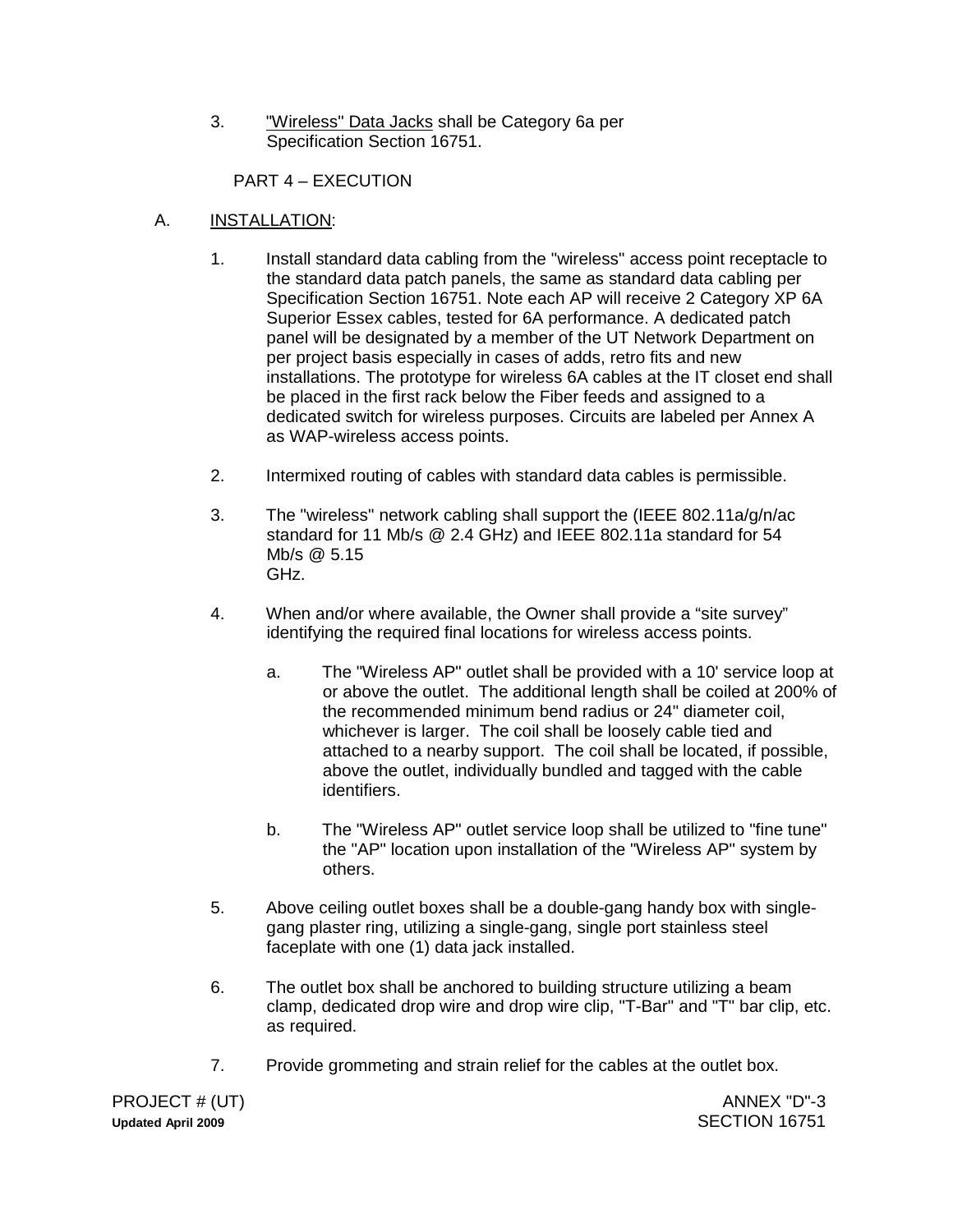3. "Wireless" Data Jacks shall be Category 6a per Specification Section 16751.

PART 4 – EXECUTION

A. INSTALLATION:

1. Install standard data cabling from the "wireless" access point receptacle to the standard data patch panels, the same as standard data cabling per Specification Section 16751. Note each AP will receive 2 Category XP 6A Superior Essex cables, tested for 6A performance. A dedicated patch panel will be designated by a member of the UT Network Department on per project basis especially in cases of adds, retro fits and new installations. The prototype for wireless 6A cables at the IT closet end shall be placed in the first rack below the Fiber feeds and assigned to a dedicated switch for wireless purposes. Circuits are labeled per Annex A as WAP-wireless access points.

2. Intermixed routing of cables with standard data cables is permissible.

3. The "wireless" network cabling shall support the (IEEE 802.11a/g/n/ac standard for 11 Mb/s @ 2.4 GHz) and IEEE 802.11a standard for 54 Mb/s @ 5.15 GHz.

4. When and/or where available, the Owner shall provide a "site survey" identifying the required final locations for wireless access points.

   a. The "Wireless AP" outlet shall be provided with a 10' service loop at or above the outlet. The additional length shall be coiled at 200% of the recommended minimum bend radius or 24" diameter coil, whichever is larger. The coil shall be loosely cable tied and attached to a nearby support. The coil shall be located, if possible, above the outlet, individually bundled and tagged with the cable identifiers.

   b. The "Wireless AP" outlet service loop shall be utilized to "fine tune" the "AP" location upon installation of the "Wireless AP" system by others.

5. Above ceiling outlet boxes shall be a double-gang handy box with single-gang plaster ring, utilizing a single-gang, single port stainless steel faceplate with one (1) data jack installed.

6. The outlet box shall be anchored to building structure utilizing a beam clamp, dedicated drop wire and drop wire clip, "T-Bar" and "T" bar clip, etc. as required.

7. Provide grommeting and strain relief for the cables at the outlet box.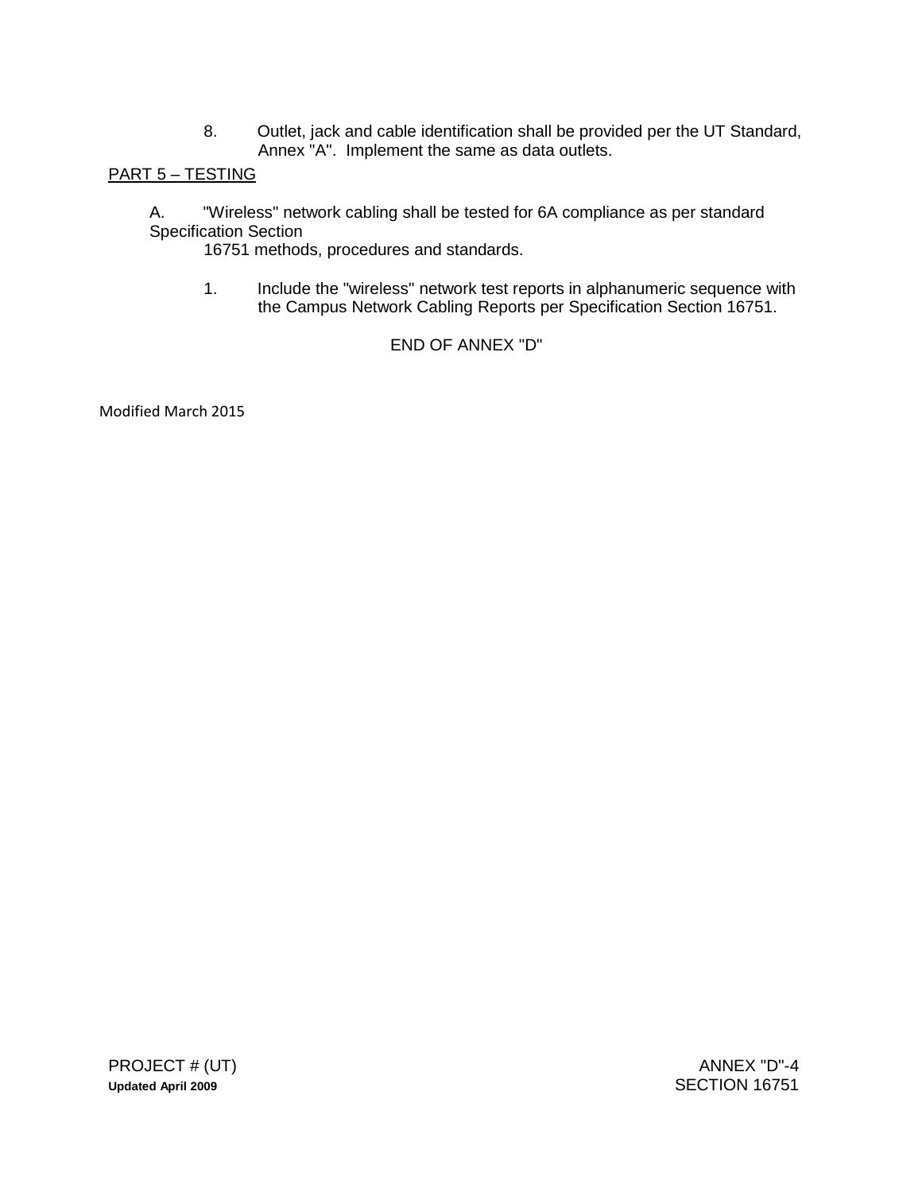8. Outlet, jack and cable identification shall be provided per the UT Standard, Annex "A". Implement the same as data outlets.

## PART 5 – TESTING

A. "Wireless" network cabling shall be tested for 6A compliance as per standard Specification Section 16751 methods, procedures and standards.

1. Include the "wireless" network test reports in alphanumeric sequence with the Campus Network Cabling Reports per Specification Section 16751.

END OF ANNEX "D"

Modified March 2015